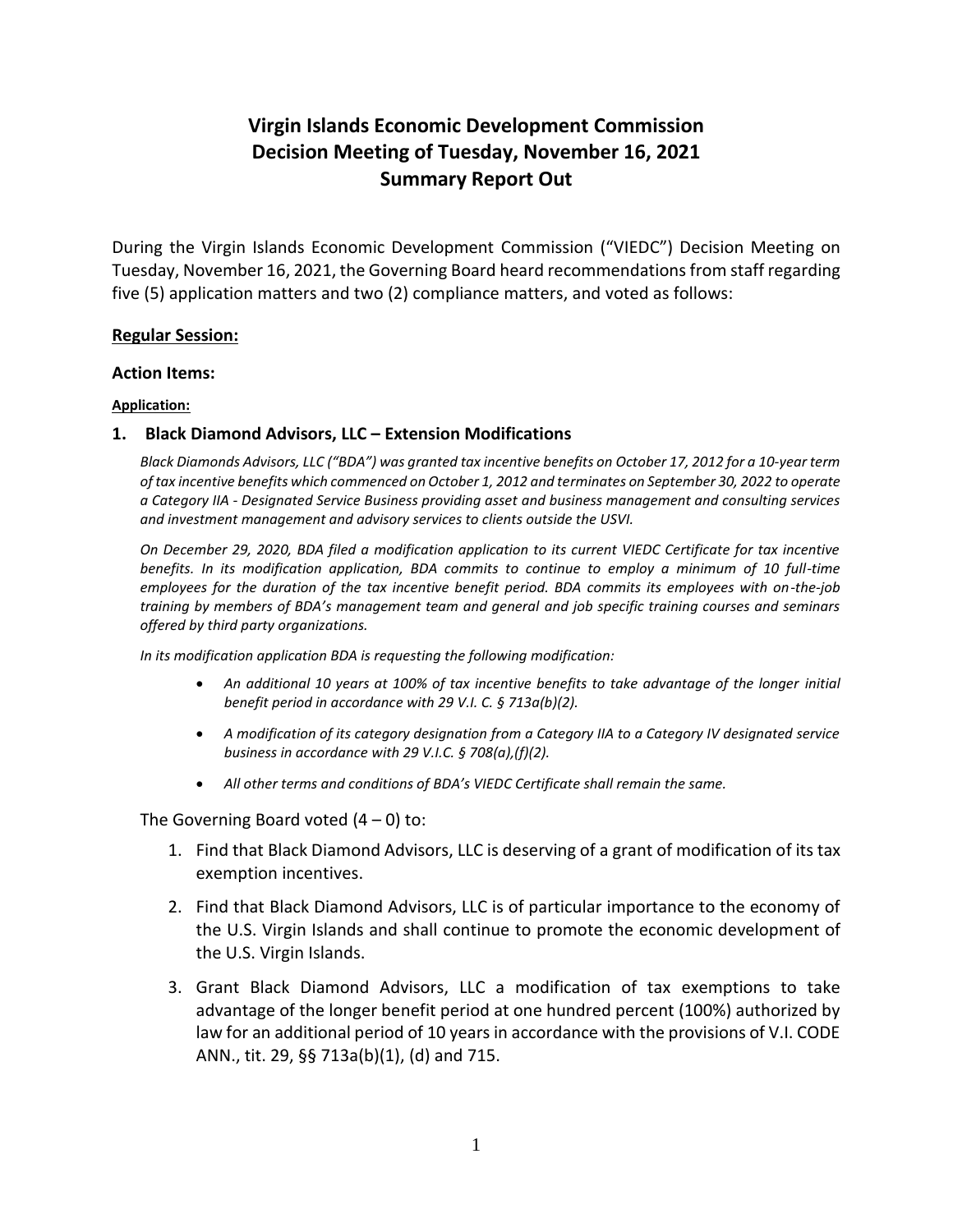# Virgin Islands Economic Development Commission
# Decision Meeting of Tuesday, November 16, 2021
# Summary Report Out

During the Virgin Islands Economic Development Commission ("VIEDC") Decision Meeting on Tuesday, November 16, 2021, the Governing Board heard recommendations from staff regarding five (5) application matters and two (2) compliance matters, and voted as follows:

## **Regular Session:**

### Action Items:

**Application:**

#### 1. Black Diamond Advisors, LLC – Extension Modifications

*Black Diamonds Advisors, LLC ("BDA") was granted tax incentive benefits on October 17, 2012 for a 10-year term of tax incentive benefits which commenced on October 1, 2012 and terminates on September 30, 2022 to operate a Category IIA - Designated Service Business providing asset and business management and consulting services and investment management and advisory services to clients outside the USVI.*

*On December 29, 2020, BDA filed a modification application to its current VIEDC Certificate for tax incentive benefits. In its modification application, BDA commits to continue to employ a minimum of 10 full-time employees for the duration of the tax incentive benefit period. BDA commits its employees with on-the-job training by members of BDA's management team and general and job specific training courses and seminars offered by third party organizations.*

*In its modification application BDA is requesting the following modification:*

- *An additional 10 years at 100% of tax incentive benefits to take advantage of the longer initial benefit period in accordance with 29 V.I. C. § 713a(b)(2).*
- *A modification of its category designation from a Category IIA to a Category IV designated service business in accordance with 29 V.I.C. § 708(a),(f)(2).*
- *All other terms and conditions of BDA's VIEDC Certificate shall remain the same.*

The Governing Board voted (4 – 0) to:

1. Find that Black Diamond Advisors, LLC is deserving of a grant of modification of its tax exemption incentives.
2. Find that Black Diamond Advisors, LLC is of particular importance to the economy of the U.S. Virgin Islands and shall continue to promote the economic development of the U.S. Virgin Islands.
3. Grant Black Diamond Advisors, LLC a modification of tax exemptions to take advantage of the longer benefit period at one hundred percent (100%) authorized by law for an additional period of 10 years in accordance with the provisions of V.I. CODE ANN., tit. 29, §§ 713a(b)(1), (d) and 715.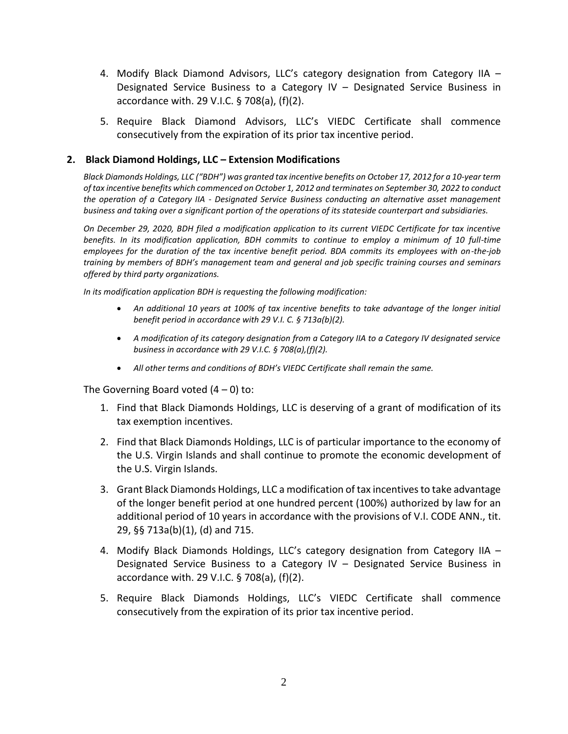4. Modify Black Diamond Advisors, LLC's category designation from Category IIA – Designated Service Business to a Category IV – Designated Service Business in accordance with. 29 V.I.C. § 708(a), (f)(2).

5. Require Black Diamond Advisors, LLC's VIEDC Certificate shall commence consecutively from the expiration of its prior tax incentive period.

### 2. Black Diamond Holdings, LLC – Extension Modifications

*Black Diamonds Holdings, LLC ("BDH") was granted tax incentive benefits on October 17, 2012 for a 10-year term of tax incentive benefits which commenced on October 1, 2012 and terminates on September 30, 2022 to conduct the operation of a Category IIA - Designated Service Business conducting an alternative asset management business and taking over a significant portion of the operations of its stateside counterpart and subsidiaries.*

*On December 29, 2020, BDH filed a modification application to its current VIEDC Certificate for tax incentive benefits. In its modification application, BDH commits to continue to employ a minimum of 10 full-time employees for the duration of the tax incentive benefit period. BDA commits its employees with on-the-job training by members of BDH's management team and general and job specific training courses and seminars offered by third party organizations.*

*In its modification application BDH is requesting the following modification:*

- *An additional 10 years at 100% of tax incentive benefits to take advantage of the longer initial benefit period in accordance with 29 V.I. C. § 713a(b)(2).*
- *A modification of its category designation from a Category IIA to a Category IV designated service business in accordance with 29 V.I.C. § 708(a),(f)(2).*
- *All other terms and conditions of BDH's VIEDC Certificate shall remain the same.*

The Governing Board voted (4 – 0) to:

1. Find that Black Diamonds Holdings, LLC is deserving of a grant of modification of its tax exemption incentives.

2. Find that Black Diamonds Holdings, LLC is of particular importance to the economy of the U.S. Virgin Islands and shall continue to promote the economic development of the U.S. Virgin Islands.

3. Grant Black Diamonds Holdings, LLC a modification of tax incentives to take advantage of the longer benefit period at one hundred percent (100%) authorized by law for an additional period of 10 years in accordance with the provisions of V.I. CODE ANN., tit. 29, §§ 713a(b)(1), (d) and 715.

4. Modify Black Diamonds Holdings, LLC's category designation from Category IIA – Designated Service Business to a Category IV – Designated Service Business in accordance with. 29 V.I.C. § 708(a), (f)(2).

5. Require Black Diamonds Holdings, LLC's VIEDC Certificate shall commence consecutively from the expiration of its prior tax incentive period.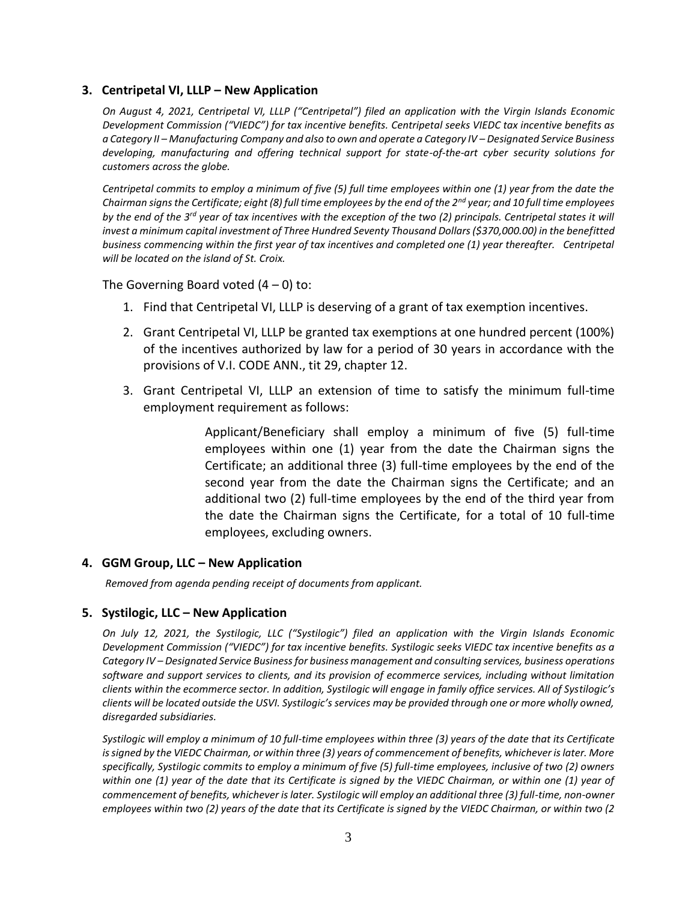### 3. Centripetal VI, LLLP – New Application

*On August 4, 2021, Centripetal VI, LLLP ("Centripetal") filed an application with the Virgin Islands Economic Development Commission ("VIEDC") for tax incentive benefits. Centripetal seeks VIEDC tax incentive benefits as a Category II – Manufacturing Company and also to own and operate a Category IV – Designated Service Business developing, manufacturing and offering technical support for state-of-the-art cyber security solutions for customers across the globe.*

*Centripetal commits to employ a minimum of five (5) full time employees within one (1) year from the date the Chairman signs the Certificate; eight (8) full time employees by the end of the 2nd year; and 10 full time employees by the end of the 3rd year of tax incentives with the exception of the two (2) principals. Centripetal states it will invest a minimum capital investment of Three Hundred Seventy Thousand Dollars ($370,000.00) in the benefitted business commencing within the first year of tax incentives and completed one (1) year thereafter. Centripetal will be located on the island of St. Croix.*

The Governing Board voted (4 – 0) to:

1. Find that Centripetal VI, LLLP is deserving of a grant of tax exemption incentives.
2. Grant Centripetal VI, LLLP be granted tax exemptions at one hundred percent (100%) of the incentives authorized by law for a period of 30 years in accordance with the provisions of V.I. CODE ANN., tit 29, chapter 12.
3. Grant Centripetal VI, LLLP an extension of time to satisfy the minimum full-time employment requirement as follows:

   > Applicant/Beneficiary shall employ a minimum of five (5) full-time employees within one (1) year from the date the Chairman signs the Certificate; an additional three (3) full-time employees by the end of the second year from the date the Chairman signs the Certificate; and an additional two (2) full-time employees by the end of the third year from the date the Chairman signs the Certificate, for a total of 10 full-time employees, excluding owners.

### 4. GGM Group, LLC – New Application

*Removed from agenda pending receipt of documents from applicant.*

### 5. Systilogic, LLC – New Application

*On July 12, 2021, the Systilogic, LLC ("Systilogic") filed an application with the Virgin Islands Economic Development Commission ("VIEDC") for tax incentive benefits. Systilogic seeks VIEDC tax incentive benefits as a Category IV – Designated Service Business for business management and consulting services, business operations software and support services to clients, and its provision of ecommerce services, including without limitation clients within the ecommerce sector. In addition, Systilogic will engage in family office services. All of Systilogic's clients will be located outside the USVI. Systilogic's services may be provided through one or more wholly owned, disregarded subsidiaries.*

*Systilogic will employ a minimum of 10 full-time employees within three (3) years of the date that its Certificate is signed by the VIEDC Chairman, or within three (3) years of commencement of benefits, whichever is later. More specifically, Systilogic commits to employ a minimum of five (5) full-time employees, inclusive of two (2) owners within one (1) year of the date that its Certificate is signed by the VIEDC Chairman, or within one (1) year of commencement of benefits, whichever is later. Systilogic will employ an additional three (3) full-time, non-owner employees within two (2) years of the date that its Certificate is signed by the VIEDC Chairman, or within two (2*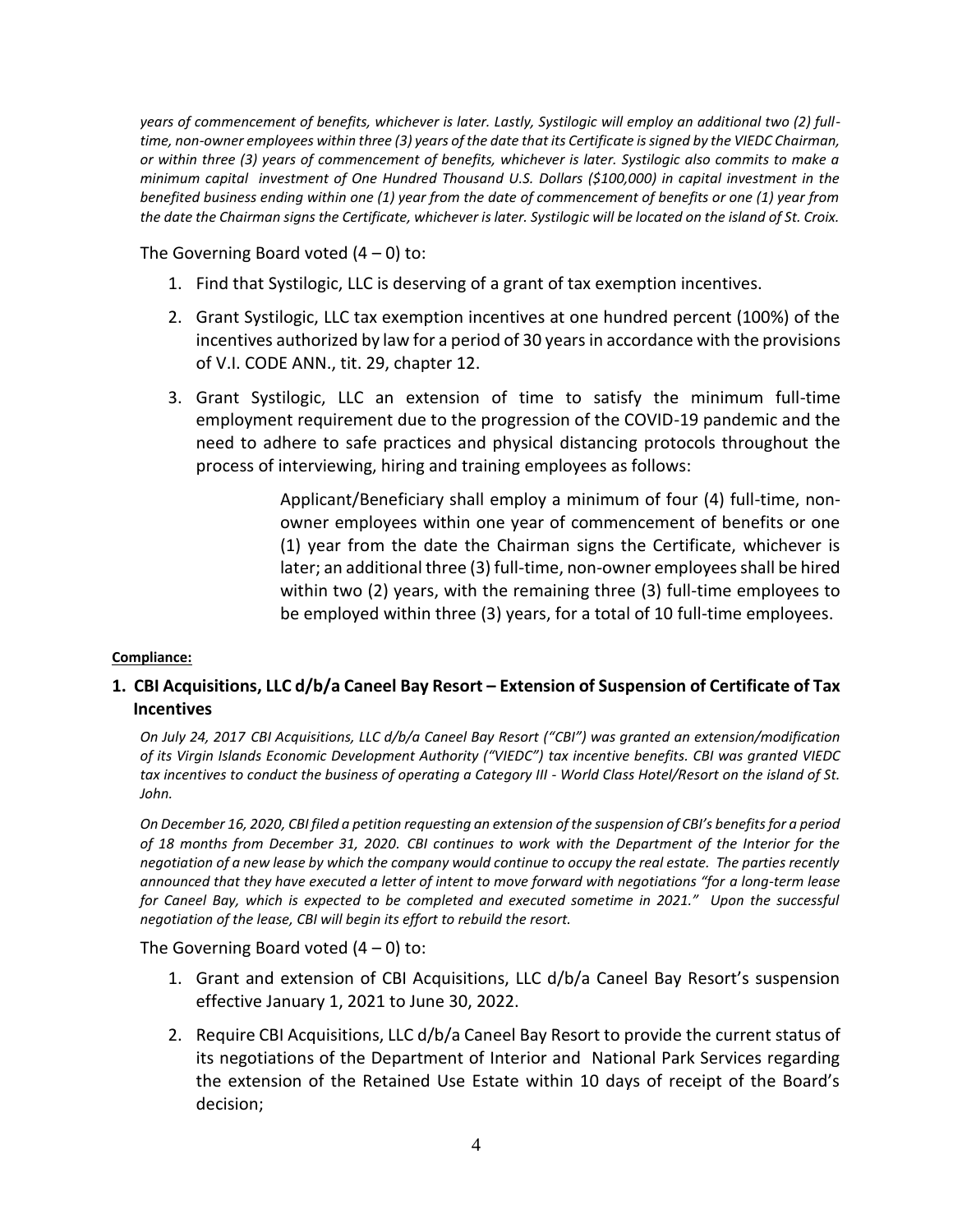*years of commencement of benefits, whichever is later. Lastly, Systilogic will employ an additional two (2) full-time, non-owner employees within three (3) years of the date that its Certificate is signed by the VIEDC Chairman, or within three (3) years of commencement of benefits, whichever is later. Systilogic also commits to make a minimum capital investment of One Hundred Thousand U.S. Dollars ($100,000) in capital investment in the benefited business ending within one (1) year from the date of commencement of benefits or one (1) year from the date the Chairman signs the Certificate, whichever is later. Systilogic will be located on the island of St. Croix.*

The Governing Board voted (4 – 0) to:

1. Find that Systilogic, LLC is deserving of a grant of tax exemption incentives.
2. Grant Systilogic, LLC tax exemption incentives at one hundred percent (100%) of the incentives authorized by law for a period of 30 years in accordance with the provisions of V.I. CODE ANN., tit. 29, chapter 12.
3. Grant Systilogic, LLC an extension of time to satisfy the minimum full-time employment requirement due to the progression of the COVID-19 pandemic and the need to adhere to safe practices and physical distancing protocols throughout the process of interviewing, hiring and training employees as follows:

   > Applicant/Beneficiary shall employ a minimum of four (4) full-time, non-owner employees within one year of commencement of benefits or one (1) year from the date the Chairman signs the Certificate, whichever is later; an additional three (3) full-time, non-owner employees shall be hired within two (2) years, with the remaining three (3) full-time employees to be employed within three (3) years, for a total of 10 full-time employees.

**Compliance:**

### 1. CBI Acquisitions, LLC d/b/a Caneel Bay Resort – Extension of Suspension of Certificate of Tax Incentives

*On July 24, 2017 CBI Acquisitions, LLC d/b/a Caneel Bay Resort ("CBI") was granted an extension/modification of its Virgin Islands Economic Development Authority ("VIEDC") tax incentive benefits. CBI was granted VIEDC tax incentives to conduct the business of operating a Category III - World Class Hotel/Resort on the island of St. John.*

*On December 16, 2020, CBI filed a petition requesting an extension of the suspension of CBI's benefits for a period of 18 months from December 31, 2020. CBI continues to work with the Department of the Interior for the negotiation of a new lease by which the company would continue to occupy the real estate. The parties recently announced that they have executed a letter of intent to move forward with negotiations "for a long-term lease for Caneel Bay, which is expected to be completed and executed sometime in 2021." Upon the successful negotiation of the lease, CBI will begin its effort to rebuild the resort.*

The Governing Board voted (4 – 0) to:

1. Grant and extension of CBI Acquisitions, LLC d/b/a Caneel Bay Resort's suspension effective January 1, 2021 to June 30, 2022.
2. Require CBI Acquisitions, LLC d/b/a Caneel Bay Resort to provide the current status of its negotiations of the Department of Interior and National Park Services regarding the extension of the Retained Use Estate within 10 days of receipt of the Board's decision;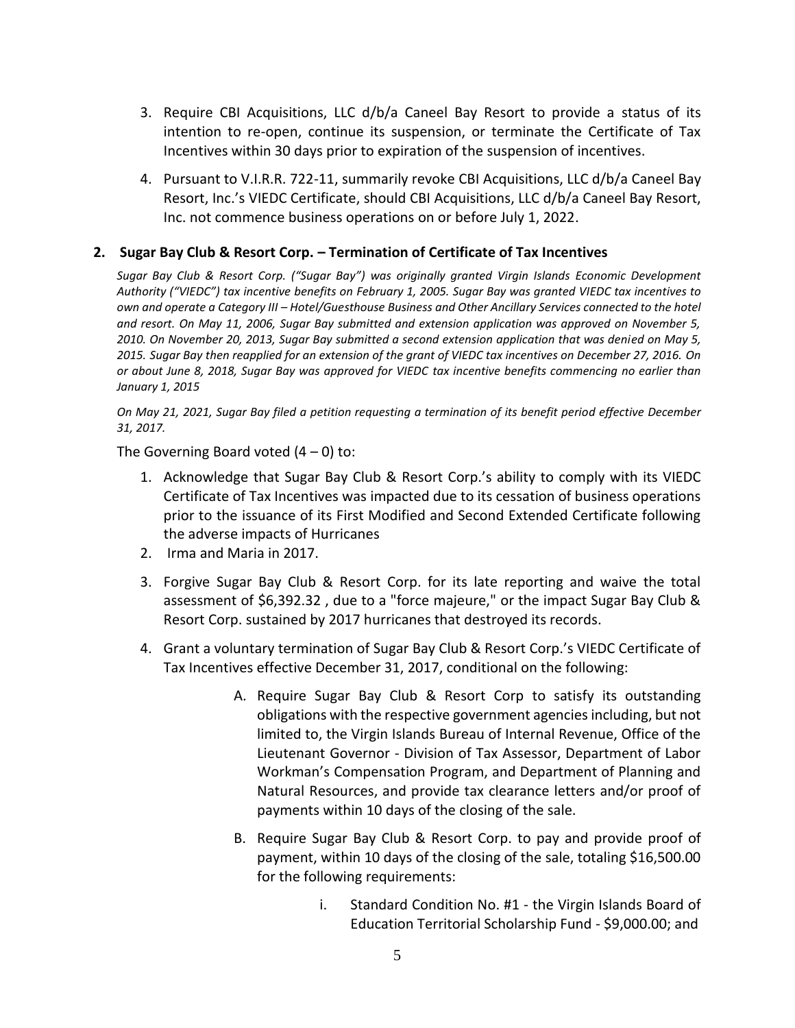3. Require CBI Acquisitions, LLC d/b/a Caneel Bay Resort to provide a status of its intention to re-open, continue its suspension, or terminate the Certificate of Tax Incentives within 30 days prior to expiration of the suspension of incentives.

4. Pursuant to V.I.R.R. 722-11, summarily revoke CBI Acquisitions, LLC d/b/a Caneel Bay Resort, Inc.'s VIEDC Certificate, should CBI Acquisitions, LLC d/b/a Caneel Bay Resort, Inc. not commence business operations on or before July 1, 2022.

## 2. Sugar Bay Club & Resort Corp. – Termination of Certificate of Tax Incentives

*Sugar Bay Club & Resort Corp. ("Sugar Bay") was originally granted Virgin Islands Economic Development Authority ("VIEDC") tax incentive benefits on February 1, 2005. Sugar Bay was granted VIEDC tax incentives to own and operate a Category III – Hotel/Guesthouse Business and Other Ancillary Services connected to the hotel and resort. On May 11, 2006, Sugar Bay submitted and extension application was approved on November 5, 2010. On November 20, 2013, Sugar Bay submitted a second extension application that was denied on May 5, 2015. Sugar Bay then reapplied for an extension of the grant of VIEDC tax incentives on December 27, 2016. On or about June 8, 2018, Sugar Bay was approved for VIEDC tax incentive benefits commencing no earlier than January 1, 2015*

*On May 21, 2021, Sugar Bay filed a petition requesting a termination of its benefit period effective December 31, 2017.*

The Governing Board voted (4 – 0) to:

1. Acknowledge that Sugar Bay Club & Resort Corp.'s ability to comply with its VIEDC Certificate of Tax Incentives was impacted due to its cessation of business operations prior to the issuance of its First Modified and Second Extended Certificate following the adverse impacts of Hurricanes
2. Irma and Maria in 2017.
3. Forgive Sugar Bay Club & Resort Corp. for its late reporting and waive the total assessment of $6,392.32 , due to a "force majeure," or the impact Sugar Bay Club & Resort Corp. sustained by 2017 hurricanes that destroyed its records.
4. Grant a voluntary termination of Sugar Bay Club & Resort Corp.'s VIEDC Certificate of Tax Incentives effective December 31, 2017, conditional on the following:
   - A. Require Sugar Bay Club & Resort Corp to satisfy its outstanding obligations with the respective government agencies including, but not limited to, the Virgin Islands Bureau of Internal Revenue, Office of the Lieutenant Governor - Division of Tax Assessor, Department of Labor Workman's Compensation Program, and Department of Planning and Natural Resources, and provide tax clearance letters and/or proof of payments within 10 days of the closing of the sale.
   - B. Require Sugar Bay Club & Resort Corp. to pay and provide proof of payment, within 10 days of the closing of the sale, totaling $16,500.00 for the following requirements:
     - i. Standard Condition No. #1 - the Virgin Islands Board of Education Territorial Scholarship Fund - $9,000.00; and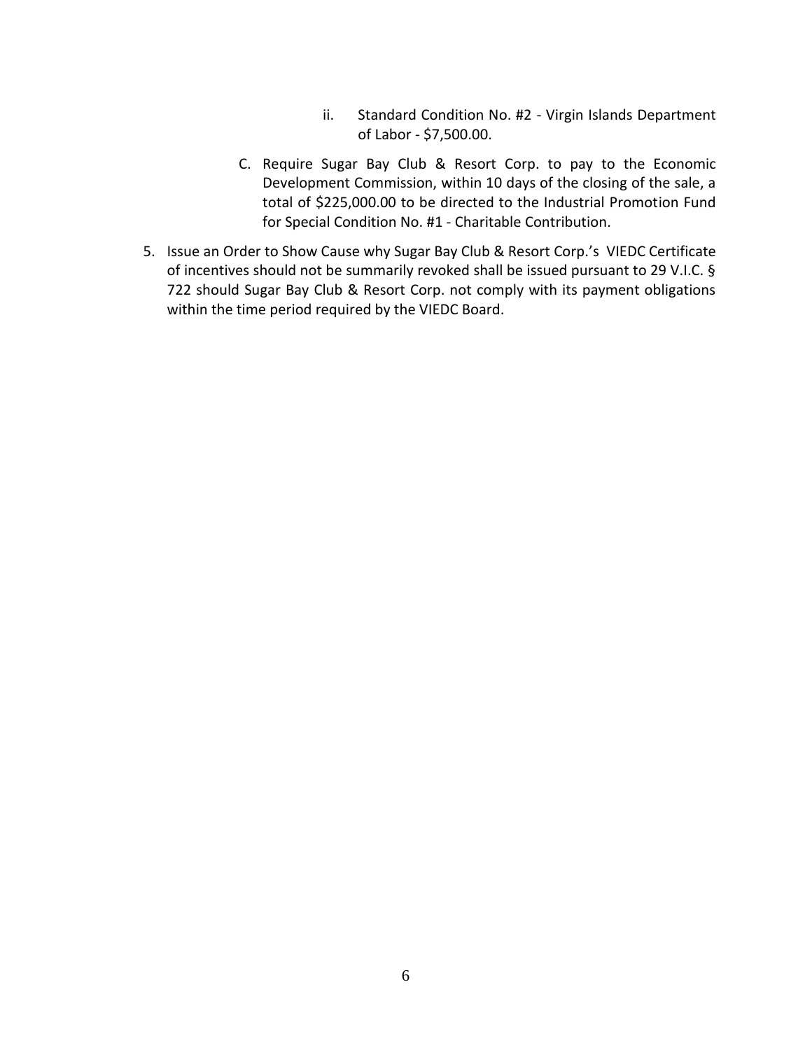ii. Standard Condition No. #2 - Virgin Islands Department of Labor - $7,500.00.

  C. Require Sugar Bay Club & Resort Corp. to pay to the Economic Development Commission, within 10 days of the closing of the sale, a total of $225,000.00 to be directed to the Industrial Promotion Fund for Special Condition No. #1 - Charitable Contribution.

5. Issue an Order to Show Cause why Sugar Bay Club & Resort Corp.'s VIEDC Certificate of incentives should not be summarily revoked shall be issued pursuant to 29 V.I.C. § 722 should Sugar Bay Club & Resort Corp. not comply with its payment obligations within the time period required by the VIEDC Board.